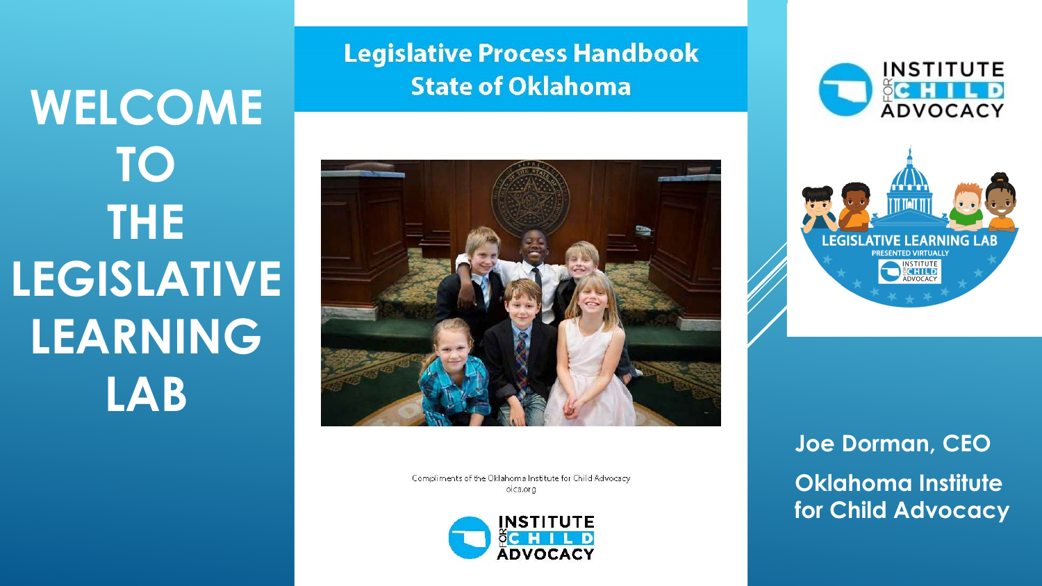# WELCOME TO THE LEGISLATIVE LEARNING LAB

## Legislative Process Handbook State of Oklahoma

Compliments of the Oklahoma Institute for Child Advocacy
oica.org

INSTITUTE FOR CHILD ADVOCACY

LEGISLATIVE LEARNING LAB
PRESENTED VIRTUALLY

**Joe Dorman, CEO**

**Oklahoma Institute for Child Advocacy**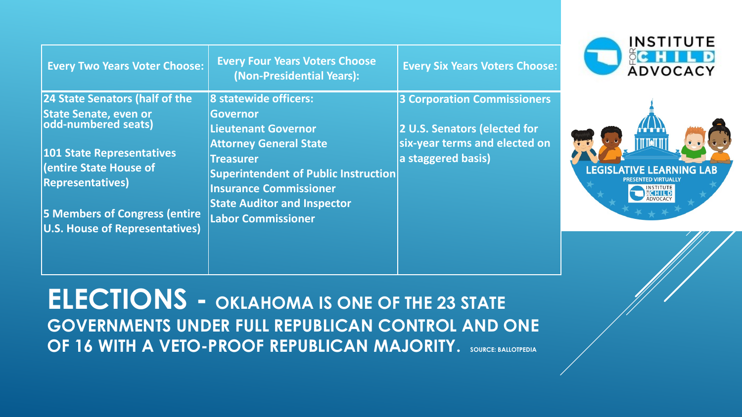| Every Two Years Voter Choose: | Every Four Years Voters Choose (Non-Presidential Years): | Every Six Years Voters Choose: |
|---|---|---|
| **24 State Senators (half of the State Senate, even or odd-numbered seats)**<br><br>**101 State Representatives (entire State House of Representatives)**<br><br>**5 Members of Congress (entire U.S. House of Representatives)** | **8 statewide officers:**<br>**Governor**<br>**Lieutenant Governor**<br>**Attorney General State**<br>**Treasurer**<br>**Superintendent of Public Instruction**<br>**Insurance Commissioner**<br>**State Auditor and Inspector**<br>**Labor Commissioner** | **3 Corporation Commissioners**<br><br>**2 U.S. Senators (elected for six-year terms and elected on a staggered basis)** |

# ELECTIONS - OKLAHOMA IS ONE OF THE 23 STATE GOVERNMENTS UNDER FULL REPUBLICAN CONTROL AND ONE OF 16 WITH A VETO-PROOF REPUBLICAN MAJORITY.

SOURCE: BALLOTPEDIA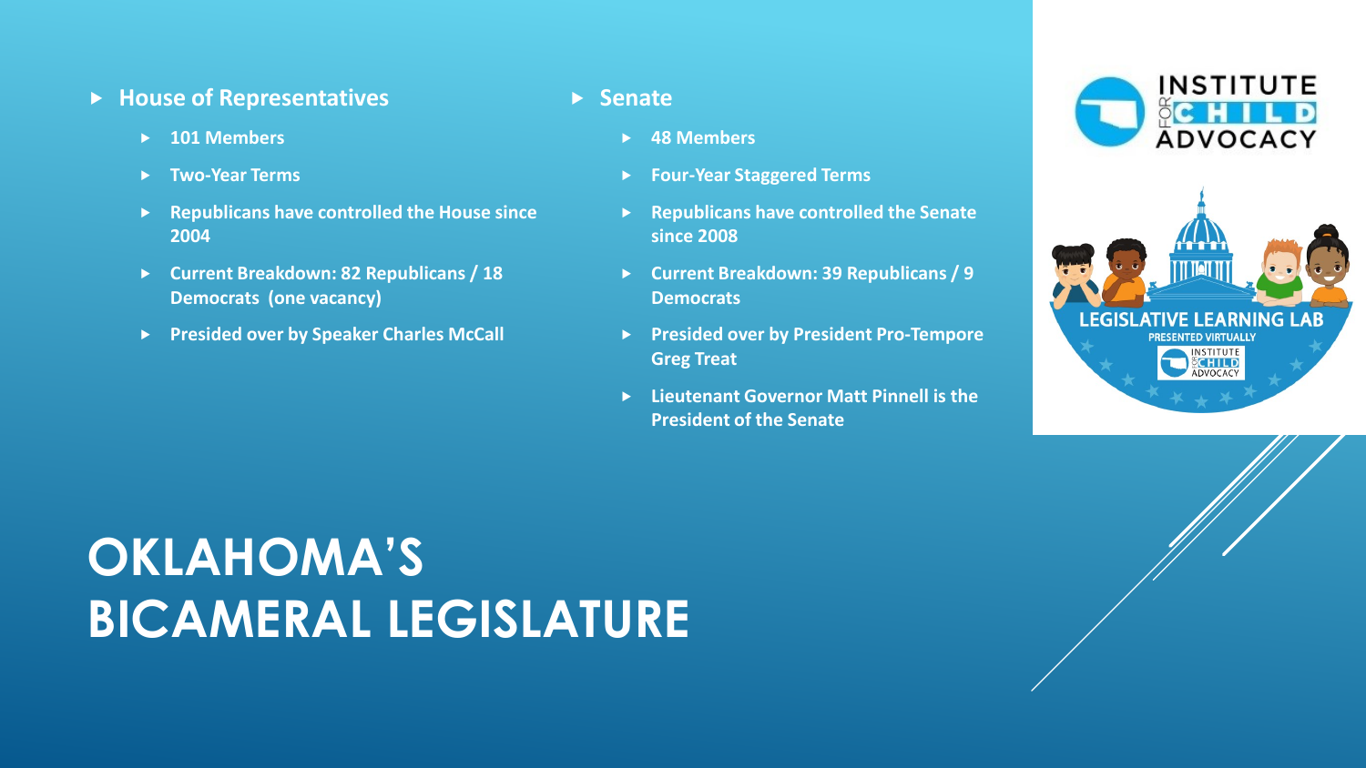# OKLAHOMA'S BICAMERAL LEGISLATURE

- **House of Representatives**
  - **101 Members**
  - **Two-Year Terms**
  - **Republicans have controlled the House since 2004**
  - **Current Breakdown: 82 Republicans / 18 Democrats (one vacancy)**
  - **Presided over by Speaker Charles McCall**

- **Senate**
  - **48 Members**
  - **Four-Year Staggered Terms**
  - **Republicans have controlled the Senate since 2008**
  - **Current Breakdown: 39 Republicans / 9 Democrats**
  - **Presided over by President Pro-Tempore Greg Treat**
  - **Lieutenant Governor Matt Pinnell is the President of the Senate**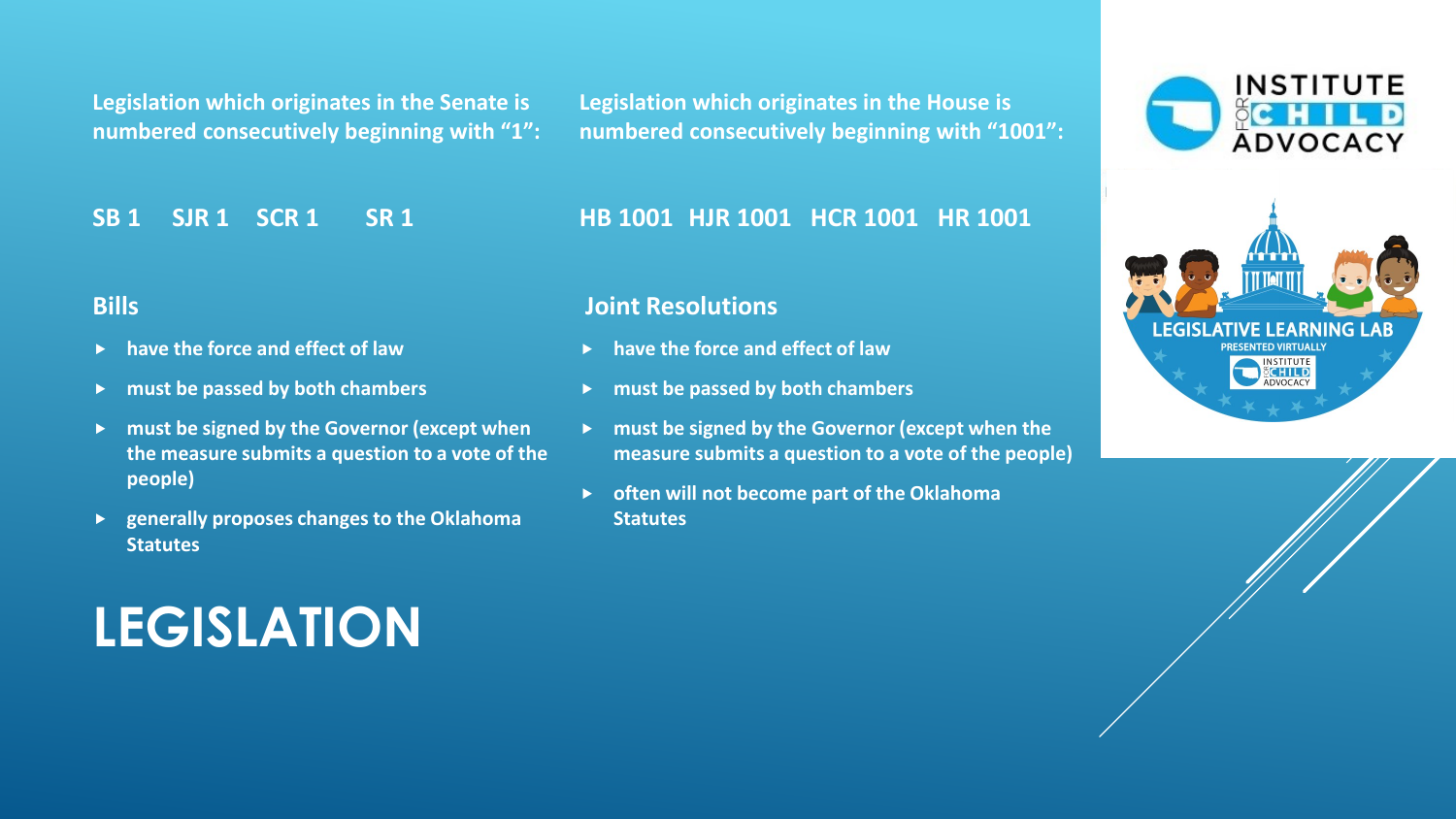# LEGISLATION

**Legislation which originates in the Senate is numbered consecutively beginning with "1":**

**SB 1  SJR 1  SCR 1  SR 1**

**Legislation which originates in the House is numbered consecutively beginning with "1001":**

**HB 1001  HJR 1001  HCR 1001  HR 1001**

## Bills

- have the force and effect of law
- must be passed by both chambers
- must be signed by the Governor (except when the measure submits a question to a vote of the people)
- generally proposes changes to the Oklahoma Statutes

## Joint Resolutions

- have the force and effect of law
- must be passed by both chambers
- must be signed by the Governor (except when the measure submits a question to a vote of the people)
- often will not become part of the Oklahoma Statutes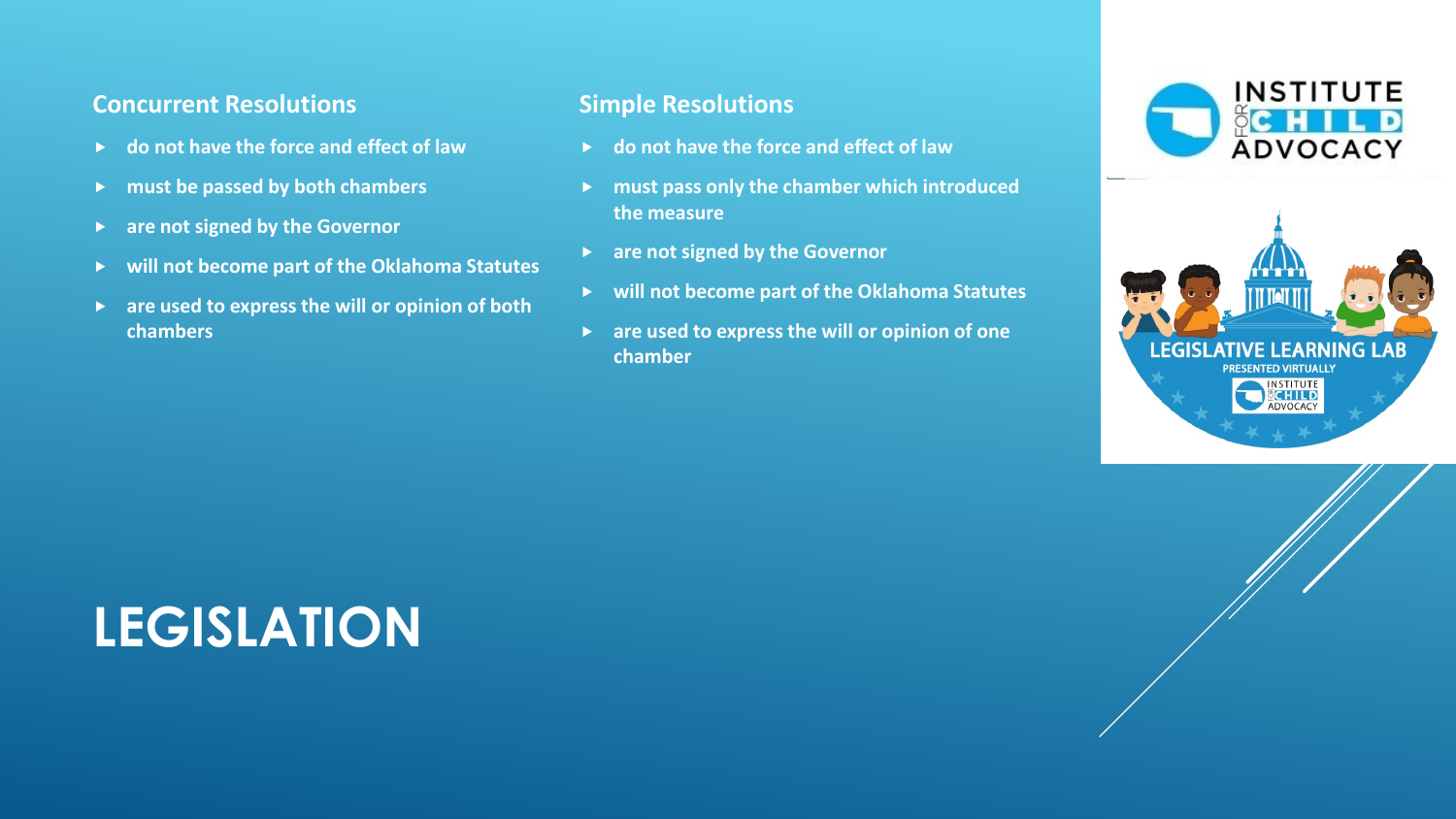# LEGISLATION

## Concurrent Resolutions

- do not have the force and effect of law
- must be passed by both chambers
- are not signed by the Governor
- will not become part of the Oklahoma Statutes
- are used to express the will or opinion of both chambers

## Simple Resolutions

- do not have the force and effect of law
- must pass only the chamber which introduced the measure
- are not signed by the Governor
- will not become part of the Oklahoma Statutes
- are used to express the will or opinion of one chamber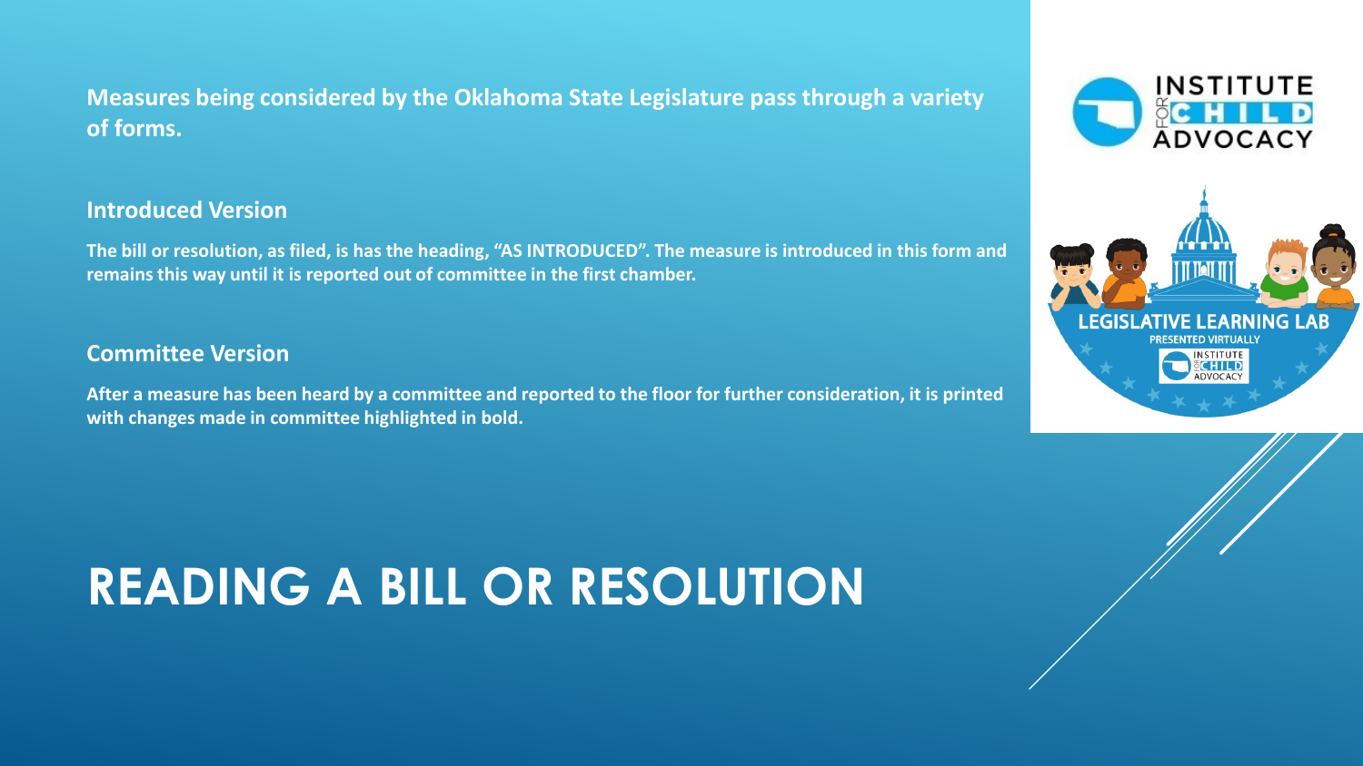**Measures being considered by the Oklahoma State Legislature pass through a variety of forms.**

## Introduced Version

**The bill or resolution, as filed, is has the heading, “AS INTRODUCED”. The measure is introduced in this form and remains this way until it is reported out of committee in the first chamber.**

## Committee Version

**After a measure has been heard by a committee and reported to the floor for further consideration, it is printed with changes made in committee highlighted in bold.**

# READING A BILL OR RESOLUTION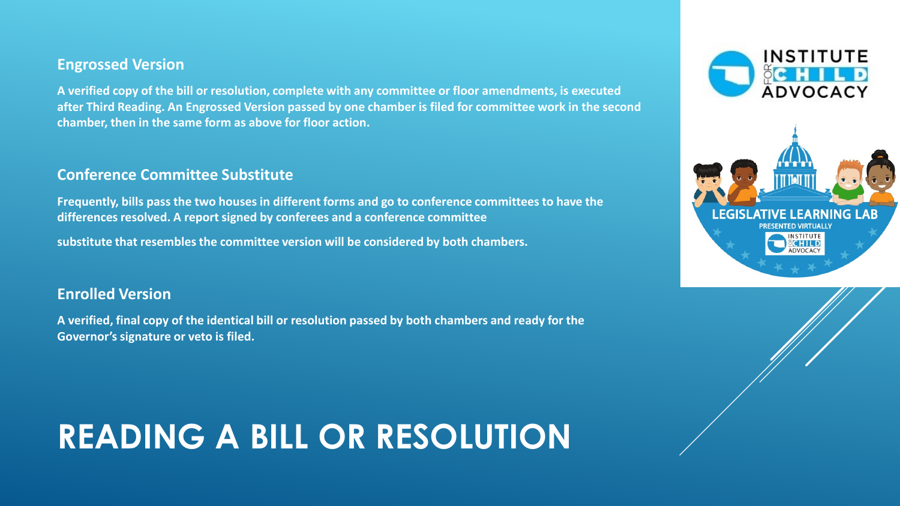### Engrossed Version

**A verified copy of the bill or resolution, complete with any committee or floor amendments, is executed after Third Reading. An Engrossed Version passed by one chamber is filed for committee work in the second chamber, then in the same form as above for floor action.**

### Conference Committee Substitute

**Frequently, bills pass the two houses in different forms and go to conference committees to have the differences resolved. A report signed by conferees and a conference committee**

**substitute that resembles the committee version will be considered by both chambers.**

### Enrolled Version

**A verified, final copy of the identical bill or resolution passed by both chambers and ready for the Governor's signature or veto is filed.**

# READING A BILL OR RESOLUTION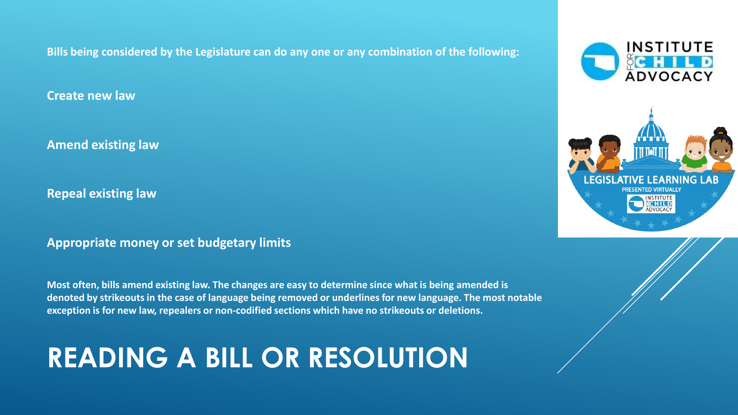# READING A BILL OR RESOLUTION

**Bills being considered by the Legislature can do any one or any combination of the following:**

**Create new law**

**Amend existing law**

**Repeal existing law**

**Appropriate money or set budgetary limits**

**Most often, bills amend existing law. The changes are easy to determine since what is being amended is denoted by strikeouts in the case of language being removed or underlines for new language. The most notable exception is for new law, repealers or non-codified sections which have no strikeouts or deletions.**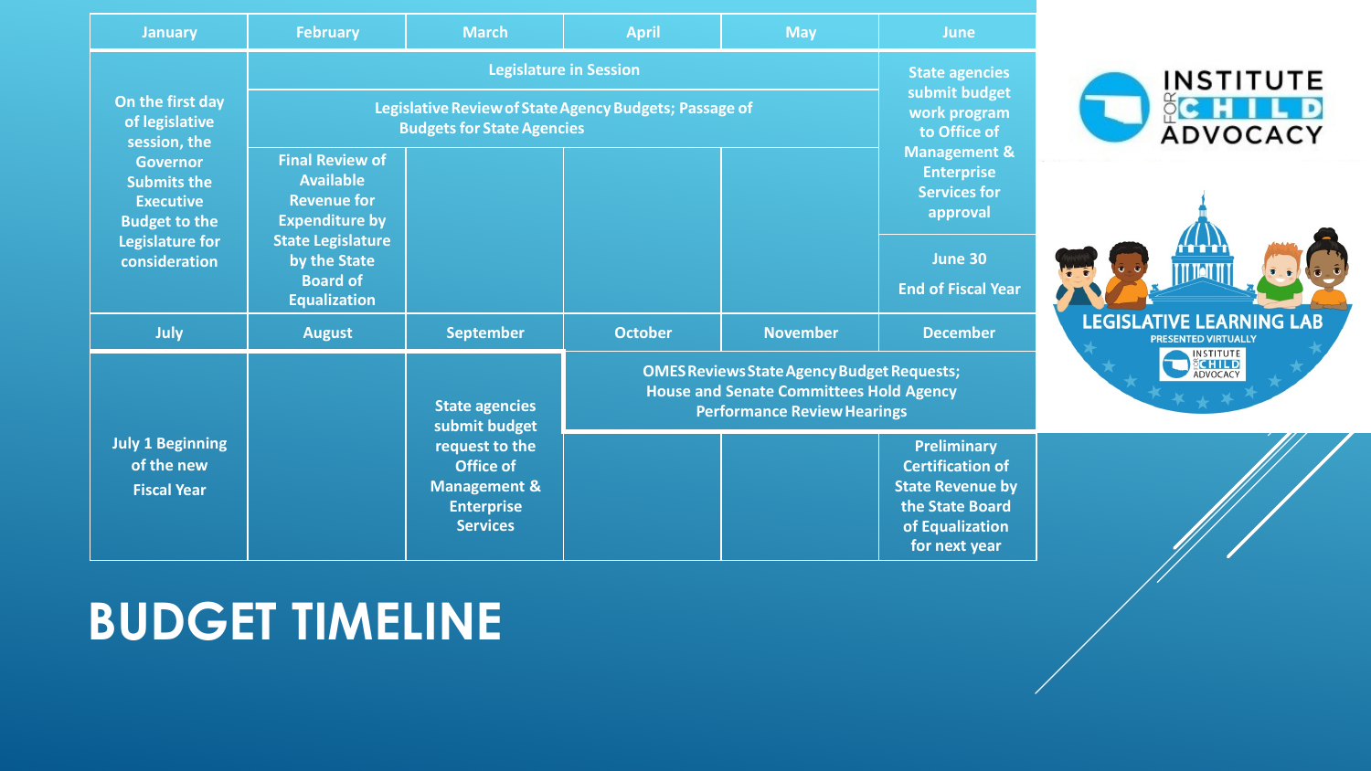# BUDGET TIMELINE

| January | February | March | April | May | June |
|---|---|---|---|---|---|
| On the first day of legislative session, the Governor Submits the Executive Budget to the Legislature for consideration | Legislature in Session | | | | State agencies submit budget work program to Office of Management & Enterprise Services for approval |
| | Legislative Review of State Agency Budgets; Passage of Budgets for State Agencies | | | | |
| | Final Review of Available Revenue for Expenditure by State Legislature by the State Board of Equalization | | | | June 30 End of Fiscal Year |

| July | August | September | October | November | December |
|---|---|---|---|---|---|
| July 1 Beginning of the new Fiscal Year | | State agencies submit budget request to the Office of Management & Enterprise Services | OMES Reviews State Agency Budget Requests; House and Senate Committees Hold Agency Performance Review Hearings | | |
| | | | | | Preliminary Certification of State Revenue by the State Board of Equalization for next year |

INSTITUTE FOR CHILD ADVOCACY

LEGISLATIVE LEARNING LAB
PRESENTED VIRTUALLY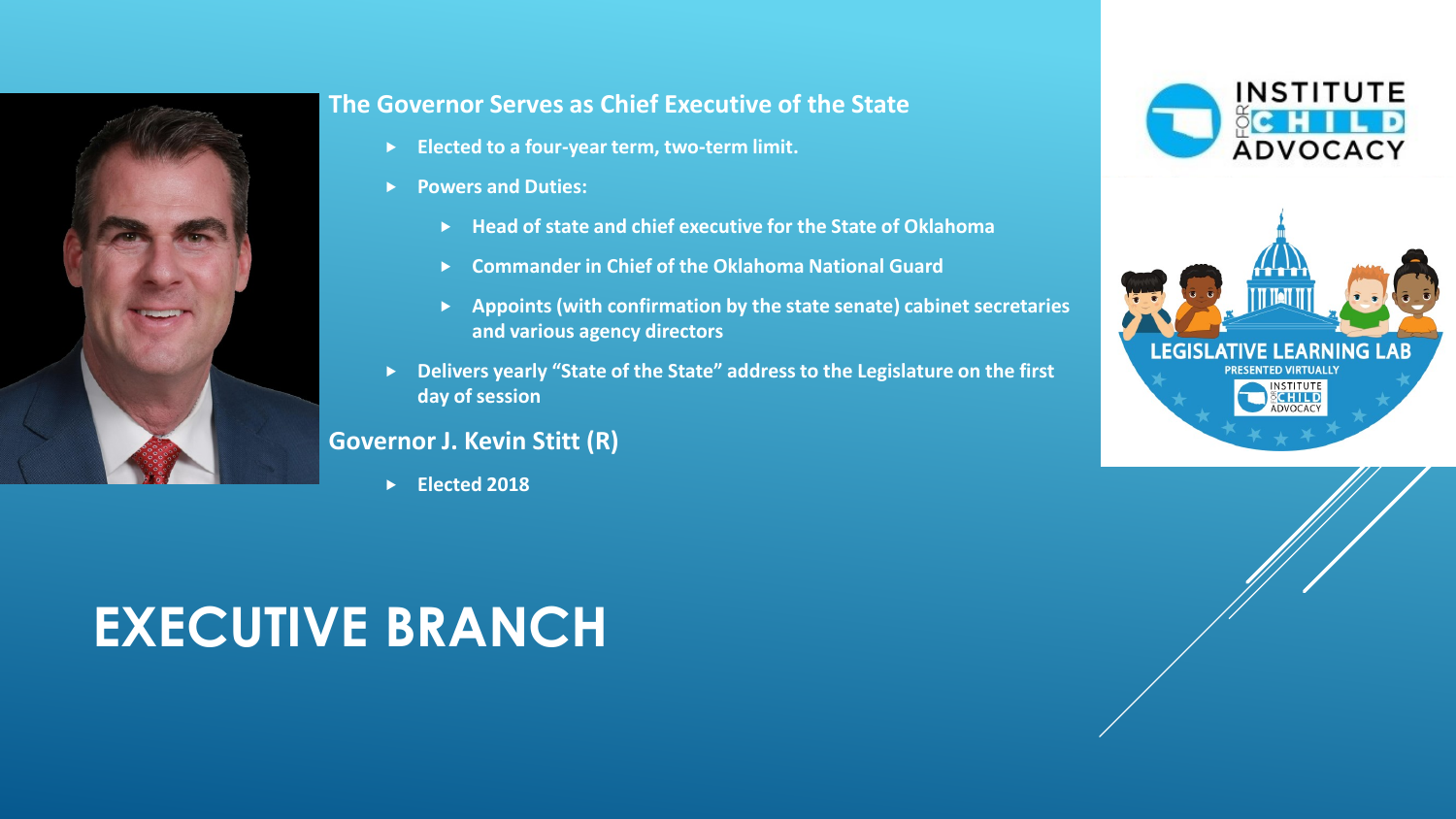# EXECUTIVE BRANCH

## The Governor Serves as Chief Executive of the State

- **Elected to a four-year term, two-term limit.**
- **Powers and Duties:**
  - **Head of state and chief executive for the State of Oklahoma**
  - **Commander in Chief of the Oklahoma National Guard**
  - **Appoints (with confirmation by the state senate) cabinet secretaries and various agency directors**
- **Delivers yearly “State of the State” address to the Legislature on the first day of session**

## Governor J. Kevin Stitt (R)

- **Elected 2018**

INSTITUTE FOR CHILD ADVOCACY

LEGISLATIVE LEARNING LAB

PRESENTED VIRTUALLY

INSTITUTE FOR CHILD ADVOCACY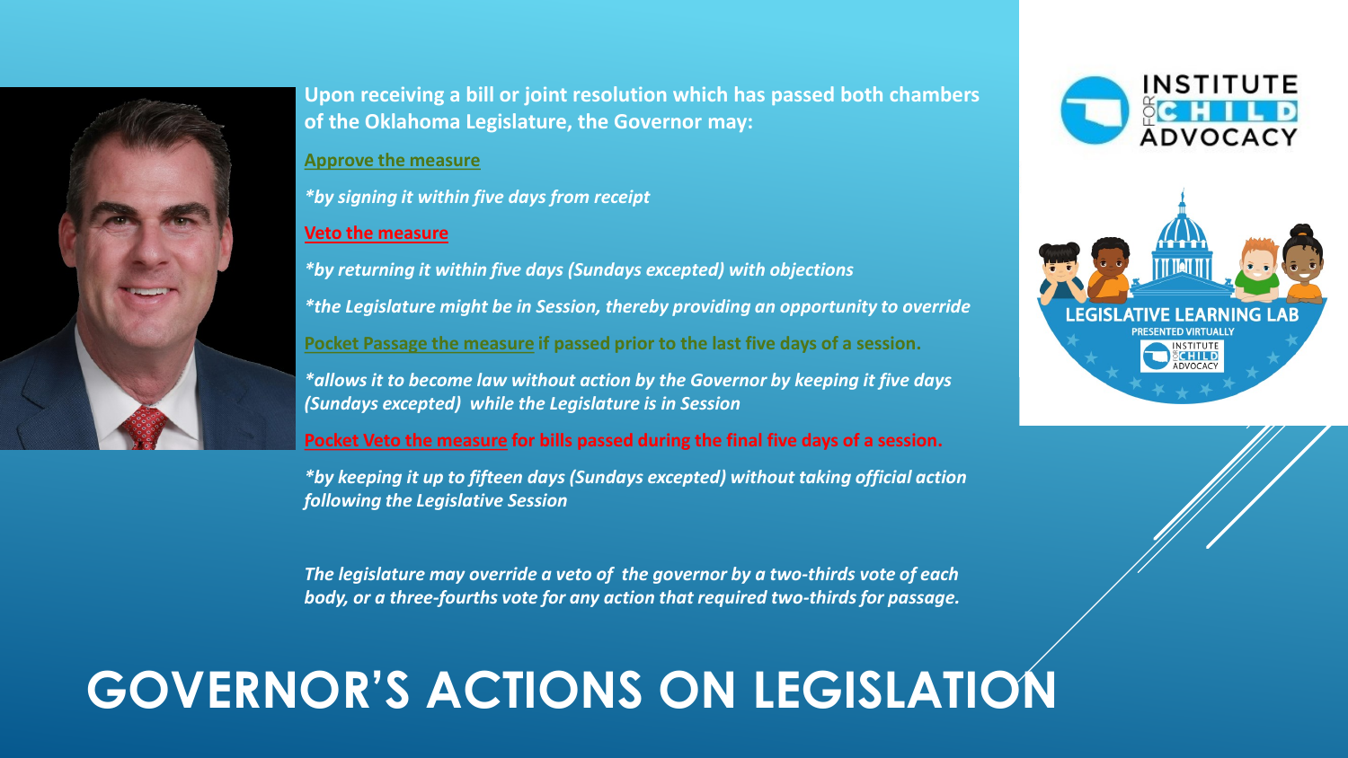# GOVERNOR'S ACTIONS ON LEGISLATION

**Upon receiving a bill or joint resolution which has passed both chambers of the Oklahoma Legislature, the Governor may:**

**Approve the measure**

***by signing it within five days from receipt**

**Veto the measure**

***by returning it within five days (Sundays excepted) with objections**

***the Legislature might be in Session, thereby providing an opportunity to override**

**Pocket Passage the measure if passed prior to the last five days of a session.**

***allows it to become law without action by the Governor by keeping it five days (Sundays excepted) while the Legislature is in Session**

**Pocket Veto the measure for bills passed during the final five days of a session.**

***by keeping it up to fifteen days (Sundays excepted) without taking official action following the Legislative Session**

***The legislature may override a veto of the governor by a two-thirds vote of each body, or a three-fourths vote for any action that required two-thirds for passage.***

INSTITUTE FOR CHILD ADVOCACY

LEGISLATIVE LEARNING LAB

PRESENTED VIRTUALLY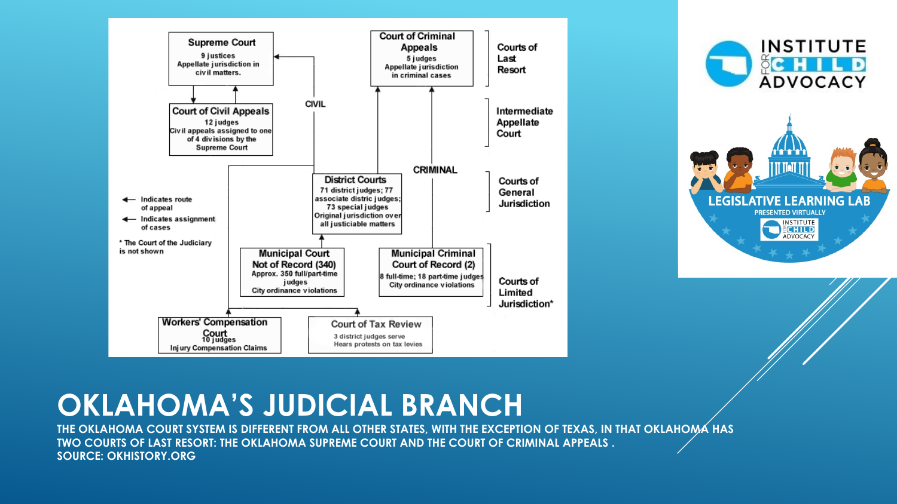Supreme Court
9 justices
Appellate jurisdiction in civil matters.

Court of Criminal Appeals
5 judges
Appellate jurisdiction in criminal cases

Courts of Last Resort

Court of Civil Appeals
12 judges
Civil appeals assigned to one of 4 divisions by the Supreme Court

CIVIL

Intermediate Appellate Court

CRIMINAL

District Courts
71 district judges; 77 associate distric judges; 73 special judges
Original jurisdiction over all justiciable matters

Courts of General Jurisdiction

← Indicates route of appeal

← Indicates assignment of cases

* The Court of the Judiciary is not shown

Municipal Court Not of Record (340)
Approx. 350 full/part-time judges
City ordinance violations

Municipal Criminal Court of Record (2)
8 full-time; 18 part-time judges
City ordinance violations

Courts of Limited Jurisdiction*

Workers' Compensation Court
10 judges
Injury Compensation Claims

Court of Tax Review
3 district judges serve
Hears protests on tax levies

INSTITUTE FOR CHILD ADVOCACY

LEGISLATIVE LEARNING LAB
PRESENTED VIRTUALLY
INSTITUTE FOR CHILD ADVOCACY

# OKLAHOMA'S JUDICIAL BRANCH

THE OKLAHOMA COURT SYSTEM IS DIFFERENT FROM ALL OTHER STATES, WITH THE EXCEPTION OF TEXAS, IN THAT OKLAHOMA HAS TWO COURTS OF LAST RESORT: THE OKLAHOMA SUPREME COURT AND THE COURT OF CRIMINAL APPEALS .
SOURCE: OKHISTORY.ORG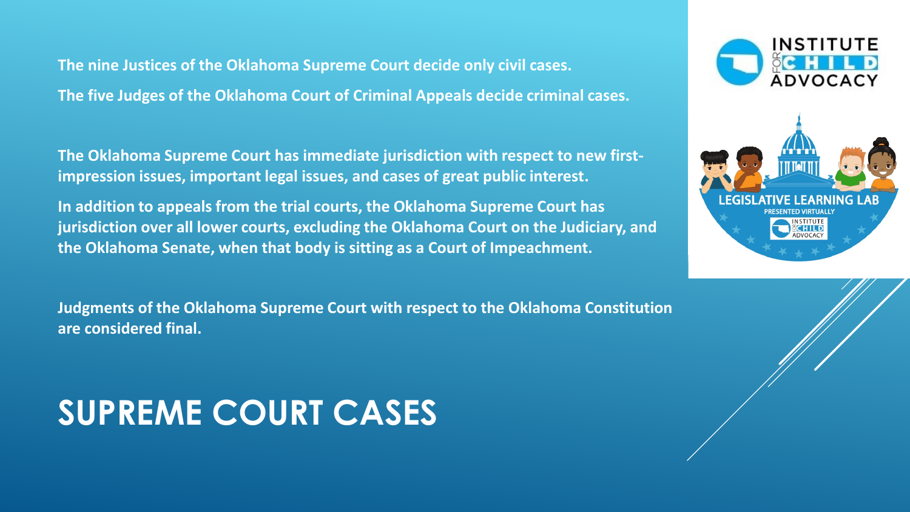The nine Justices of the Oklahoma Supreme Court decide only civil cases.

The five Judges of the Oklahoma Court of Criminal Appeals decide criminal cases.

The Oklahoma Supreme Court has immediate jurisdiction with respect to new first-impression issues, important legal issues, and cases of great public interest.

In addition to appeals from the trial courts, the Oklahoma Supreme Court has jurisdiction over all lower courts, excluding the Oklahoma Court on the Judiciary, and the Oklahoma Senate, when that body is sitting as a Court of Impeachment.

Judgments of the Oklahoma Supreme Court with respect to the Oklahoma Constitution are considered final.

# SUPREME COURT CASES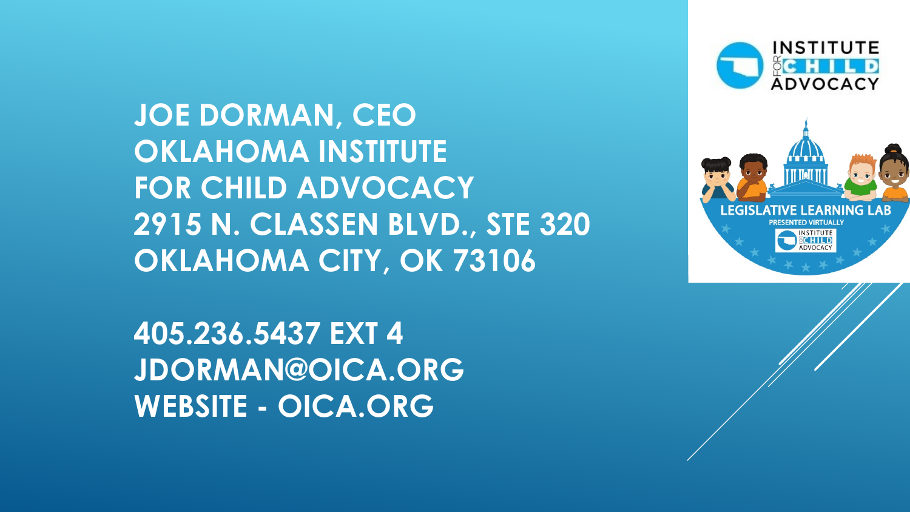**JOE DORMAN, CEO**
**OKLAHOMA INSTITUTE**
**FOR CHILD ADVOCACY**
**2915 N. CLASSEN BLVD., STE 320**
**OKLAHOMA CITY, OK 73106**

**405.236.5437 EXT 4**
**JDORMAN@OICA.ORG**
**WEBSITE - OICA.ORG**